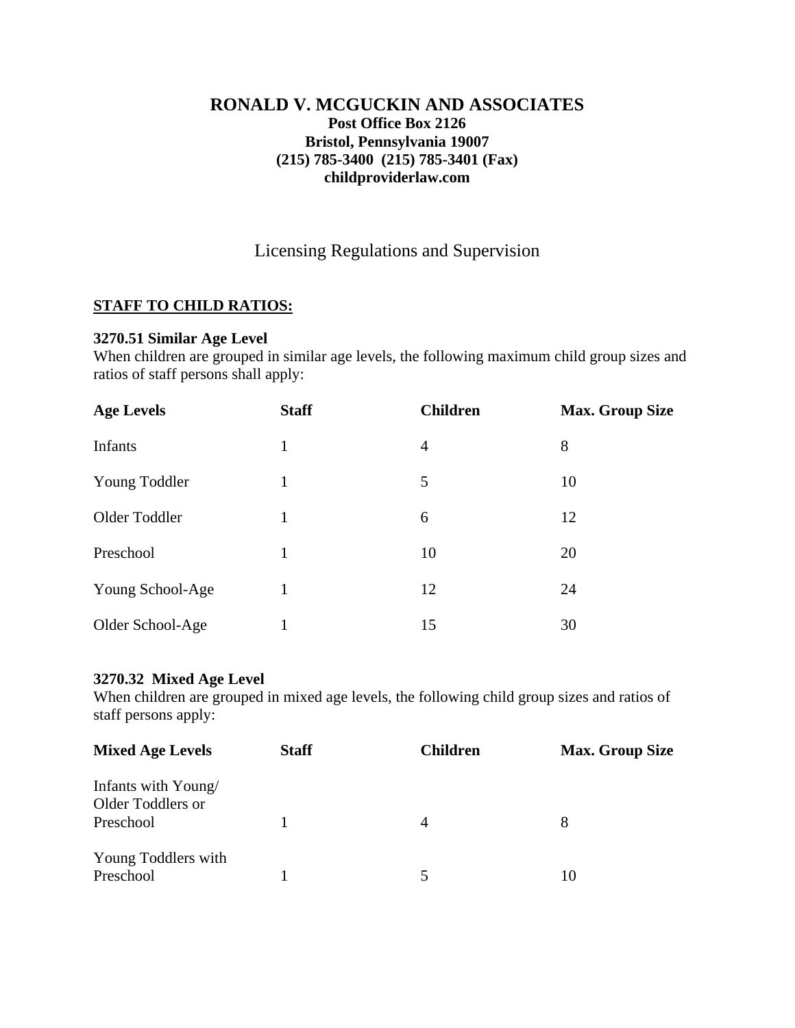# RONALD V. MCGUCKIN AND ASSOCIATES

**Post Office Box 2126**
**Bristol, Pennsylvania 19007**
**(215) 785-3400 (215) 785-3401 (Fax)**
**childproviderlaw.com**

## Licensing Regulations and Supervision

### STAFF TO CHILD RATIOS:

**3270.51 Similar Age Level**
When children are grouped in similar age levels, the following maximum child group sizes and ratios of staff persons shall apply:

| Age Levels | Staff | Children | Max. Group Size |
|---|---|---|---|
| Infants | 1 | 4 | 8 |
| Young Toddler | 1 | 5 | 10 |
| Older Toddler | 1 | 6 | 12 |
| Preschool | 1 | 10 | 20 |
| Young School-Age | 1 | 12 | 24 |
| Older School-Age | 1 | 15 | 30 |

**3270.32 Mixed Age Level**
When children are grouped in mixed age levels, the following child group sizes and ratios of staff persons apply:

| Mixed Age Levels | Staff | Children | Max. Group Size |
|---|---|---|---|
| Infants with Young/ Older Toddlers or Preschool | 1 | 4 | 8 |
| Young Toddlers with Preschool | 1 | 5 | 10 |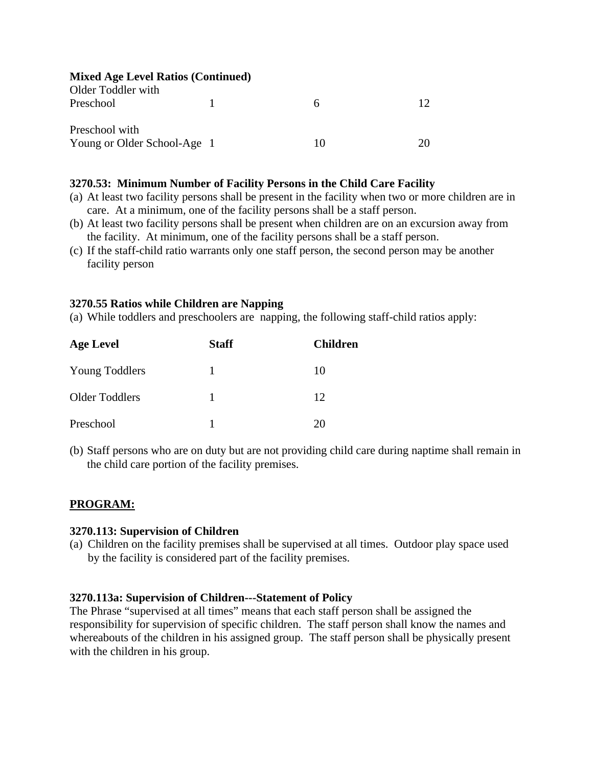**Mixed Age Level Ratios (Continued)**

| | | | |
|---|---|---|---|
| Older Toddler with Preschool | 1 | 6 | 12 |
| Preschool with Young or Older School-Age | 1 | 10 | 20 |

**3270.53: Minimum Number of Facility Persons in the Child Care Facility**

(a) At least two facility persons shall be present in the facility when two or more children are in care. At a minimum, one of the facility persons shall be a staff person.
(b) At least two facility persons shall be present when children are on an excursion away from the facility. At minimum, one of the facility persons shall be a staff person.
(c) If the staff-child ratio warrants only one staff person, the second person may be another facility person

**3270.55 Ratios while Children are Napping**

(a) While toddlers and preschoolers are napping, the following staff-child ratios apply:

| **Age Level** | **Staff** | **Children** |
|---|---|---|
| Young Toddlers | 1 | 10 |
| Older Toddlers | 1 | 12 |
| Preschool | 1 | 20 |

(b) Staff persons who are on duty but are not providing child care during naptime shall remain in the child care portion of the facility premises.

**PROGRAM:**

**3270.113: Supervision of Children**

(a) Children on the facility premises shall be supervised at all times. Outdoor play space used by the facility is considered part of the facility premises.

**3270.113a: Supervision of Children---Statement of Policy**

The Phrase "supervised at all times" means that each staff person shall be assigned the responsibility for supervision of specific children. The staff person shall know the names and whereabouts of the children in his assigned group. The staff person shall be physically present with the children in his group.